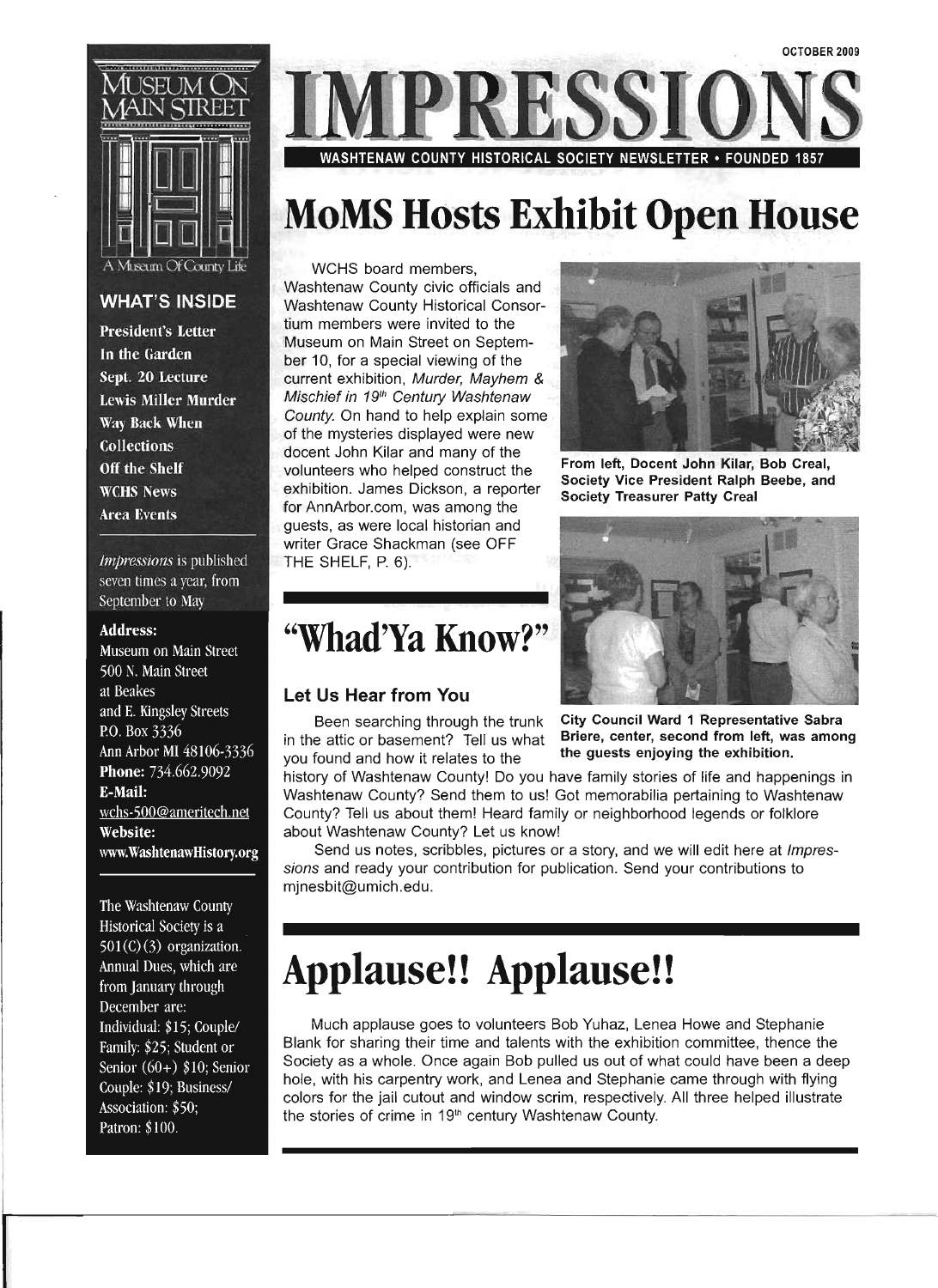OCTOBER 2009

# IMPRESSIONS

WASHTENAW COUNTY HISTORICAL SOCIETY NEWSLETTER • FOUNDED 1857

MUSEUM ON MAIN STREET

A Museum Of County Life

### WHAT'S INSIDE

- President's Letter
- In the Garden
- Sept. 20 Lecture
- Lewis Miller Murder
- Way Back When
- Collections
- Off the Shelf
- WCHS News
- Area Events

*Impressions* is published seven times a year, from September to May

**Address:**
Museum on Main Street
500 N. Main Street
at Beakes
and E. Kingsley Streets
P.O. Box 3336
Ann Arbor MI 48106-3336
**Phone:** 734.662.9092
**E-Mail:**
wchs-500@ameritech.net
**Website:**
www.WashtenawHistory.org

The Washtenaw County Historical Society is a 501(C)(3) organization. Annual Dues, which are from January through December are: Individual: $15; Couple/Family: $25; Student or Senior (60+) $10; Senior Couple: $19; Business/Association: $50; Patron: $100.

# MoMS Hosts Exhibit Open House

WCHS board members, Washtenaw County civic officials and Washtenaw County Historical Consortium members were invited to the Museum on Main Street on September 10, for a special viewing of the current exhibition, *Murder, Mayhem & Mischief in 19th Century Washtenaw County.* On hand to help explain some of the mysteries displayed were new docent John Kilar and many of the volunteers who helped construct the exhibition. James Dickson, a reporter for AnnArbor.com, was among the guests, as were local historian and writer Grace Shackman (see OFF THE SHELF, P. 6).

**From left, Docent John Kilar, Bob Creal, Society Vice President Ralph Beebe, and Society Treasurer Patty Creal**

**City Council Ward 1 Representative Sabra Briere, center, second from left, was among the guests enjoying the exhibition.**

# "Whad'Ya Know?"

### Let Us Hear from You

Been searching through the trunk in the attic or basement? Tell us what you found and how it relates to the history of Washtenaw County! Do you have family stories of life and happenings in Washtenaw County? Send them to us! Got memorabilia pertaining to Washtenaw County? Tell us about them! Heard family or neighborhood legends or folklore about Washtenaw County? Let us know!

Send us notes, scribbles, pictures or a story, and we will edit here at *Impressions* and ready your contribution for publication. Send your contributions to mjnesbit@umich.edu.

# Applause!! Applause!!

Much applause goes to volunteers Bob Yuhaz, Lenea Howe and Stephanie Blank for sharing their time and talents with the exhibition committee, thence the Society as a whole. Once again Bob pulled us out of what could have been a deep hole, with his carpentry work, and Lenea and Stephanie came through with flying colors for the jail cutout and window scrim, respectively. All three helped illustrate the stories of crime in 19th century Washtenaw County.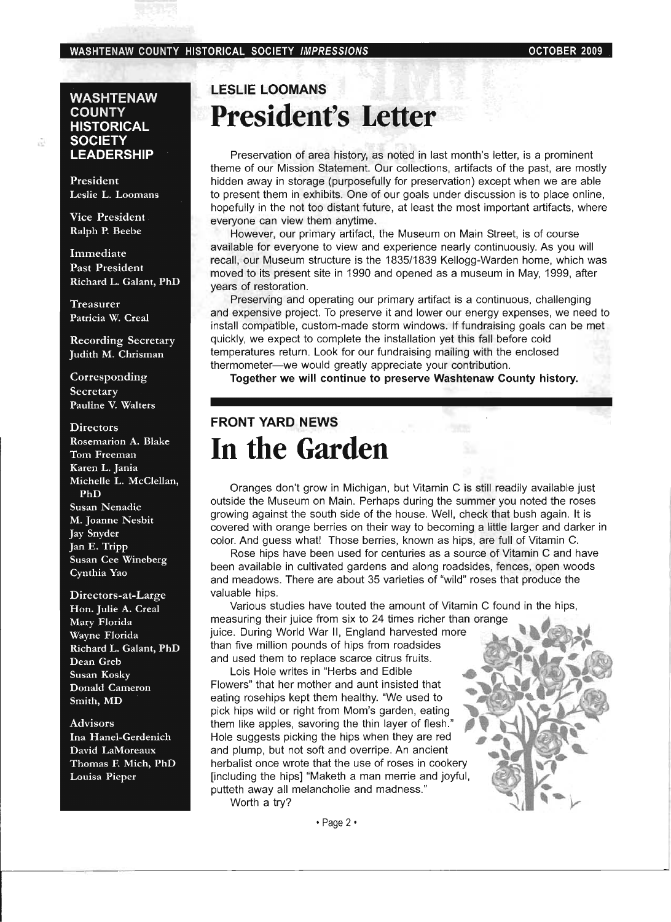## WASHTENAW COUNTY HISTORICAL SOCIETY LEADERSHIP

**President**
Leslie L. Loomans

**Vice President**
Ralph P. Beebe

**Immediate Past President**
Richard L. Galant, PhD

**Treasurer**
Patricia W. Creal

**Recording Secretary**
Judith M. Chrisman

**Corresponding Secretary**
Pauline V. Walters

**Directors**
Rosemarion A. Blake
Tom Freeman
Karen L. Jania
Michelle L. McClellan, PhD
Susan Nenadic
M. Joanne Nesbit
Jay Snyder
Jan E. Tripp
Susan Cee Wineberg
Cynthia Yao

**Directors-at-Large**
Hon. Julie A. Creal
Mary Florida
Wayne Florida
Richard L. Galant, PhD
Dean Greb
Susan Kosky
Donald Cameron Smith, MD

**Advisors**
Ina Hanel-Gerdenich
David LaMoreaux
Thomas F. Mich, PhD
Louisa Pieper

### LESLIE LOOMANS

# President's Letter

Preservation of area history, as noted in last month's letter, is a prominent theme of our Mission Statement. Our collections, artifacts of the past, are mostly hidden away in storage (purposefully for preservation) except when we are able to present them in exhibits. One of our goals under discussion is to place online, hopefully in the not too distant future, at least the most important artifacts, where everyone can view them anytime.

However, our primary artifact, the Museum on Main Street, is of course available for everyone to view and experience nearly continuously. As you will recall, our Museum structure is the 1835/1839 Kellogg-Warden home, which was moved to its present site in 1990 and opened as a museum in May, 1999, after years of restoration.

Preserving and operating our primary artifact is a continuous, challenging and expensive project. To preserve it and lower our energy expenses, we need to install compatible, custom-made storm windows. If fundraising goals can be met quickly, we expect to complete the installation yet this fall before cold temperatures return. Look for our fundraising mailing with the enclosed thermometer—we would greatly appreciate your contribution.

**Together we will continue to preserve Washtenaw County history.**

### FRONT YARD NEWS

# In the Garden

Oranges don't grow in Michigan, but Vitamin C is still readily available just outside the Museum on Main. Perhaps during the summer you noted the roses growing against the south side of the house. Well, check that bush again. It is covered with orange berries on their way to becoming a little larger and darker in color. And guess what! Those berries, known as hips, are full of Vitamin C.

Rose hips have been used for centuries as a source of Vitamin C and have been available in cultivated gardens and along roadsides, fences, open woods and meadows. There are about 35 varieties of "wild" roses that produce the valuable hips.

Various studies have touted the amount of Vitamin C found in the hips, measuring their juice from six to 24 times richer than orange juice. During World War II, England harvested more than five million pounds of hips from roadsides and used them to replace scarce citrus fruits.

Lois Hole writes in "Herbs and Edible Flowers" that her mother and aunt insisted that eating rosehips kept them healthy. "We used to pick hips wild or right from Mom's garden, eating them like apples, savoring the thin layer of flesh." Hole suggests picking the hips when they are red and plump, but not soft and overripe. An ancient herbalist once wrote that the use of roses in cookery [including the hips] "Maketh a man merrie and joyful, putteth away all melancholie and madness."

Worth a try?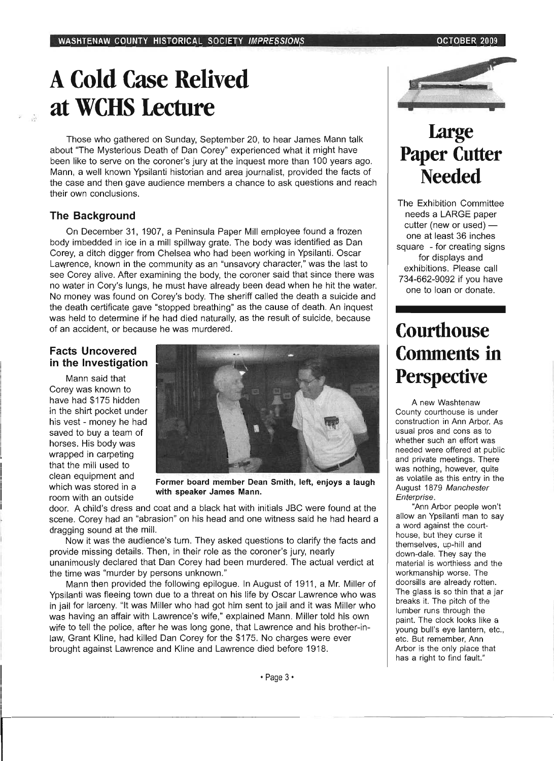# A Cold Case Relived at WCHS Lecture

Those who gathered on Sunday, September 20, to hear James Mann talk about "The Mysterious Death of Dan Corey" experienced what it might have been like to serve on the coroner's jury at the inquest more than 100 years ago. Mann, a well known Ypsilanti historian and area journalist, provided the facts of the case and then gave audience members a chance to ask questions and reach their own conclusions.

## The Background

On December 31, 1907, a Peninsula Paper Mill employee found a frozen body imbedded in ice in a mill spillway grate. The body was identified as Dan Corey, a ditch digger from Chelsea who had been working in Ypsilanti. Oscar Lawrence, known in the community as an "unsavory character," was the last to see Corey alive. After examining the body, the coroner said that since there was no water in Cory's lungs, he must have already been dead when he hit the water. No money was found on Corey's body. The sheriff called the death a suicide and the death certificate gave "stopped breathing" as the cause of death. An inquest was held to determine if he had died naturally, as the result of suicide, because of an accident, or because he was murdered.

## Facts Uncovered in the Investigation

Mann said that Corey was known to have had $175 hidden in the shirt pocket under his vest - money he had saved to buy a team of horses. His body was wrapped in carpeting that the mill used to clean equipment and which was stored in a room with an outside door. A child's dress and coat and a black hat with initials JBC were found at the scene. Corey had an "abrasion" on his head and one witness said he had heard a dragging sound at the mill.

**Former board member Dean Smith, left, enjoys a laugh with speaker James Mann.**

Now it was the audience's turn. They asked questions to clarify the facts and provide missing details. Then, in their role as the coroner's jury, nearly unanimously declared that Dan Corey had been murdered. The actual verdict at the time was "murder by persons unknown."

Mann then provided the following epilogue. In August of 1911, a Mr. Miller of Ypsilanti was fleeing town due to a threat on his life by Oscar Lawrence who was in jail for larceny. "It was Miller who had got him sent to jail and it was Miller who was having an affair with Lawrence's wife," explained Mann. Miller told his own wife to tell the police, after he was long gone, that Lawrence and his brother-in-law, Grant Kline, had killed Dan Corey for the $175. No charges were ever brought against Lawrence and Kline and Lawrence died before 1918.

# Large Paper Cutter Needed

The Exhibition Committee needs a LARGE paper cutter (new or used) — one at least 36 inches square - for creating signs for displays and exhibitions. Please call 734-662-9092 if you have one to loan or donate.

# Courthouse Comments in Perspective

A new Washtenaw County courthouse is under construction in Ann Arbor. As usual pros and cons as to whether such an effort was needed were offered at public and private meetings. There was nothing, however, quite as volatile as this entry in the August 1879 *Manchester Enterprise*.

"Ann Arbor people won't allow an Ypsilanti man to say a word against the courthouse, but they curse it themselves, up-hill and down-dale. They say the material is worthless and the workmanship worse. The doorsills are already rotten. The glass is so thin that a jar breaks it. The pitch of the lumber runs through the paint. The clock looks like a young bull's eye lantern, etc., etc. But remember, Ann Arbor is the only place that has a right to find fault."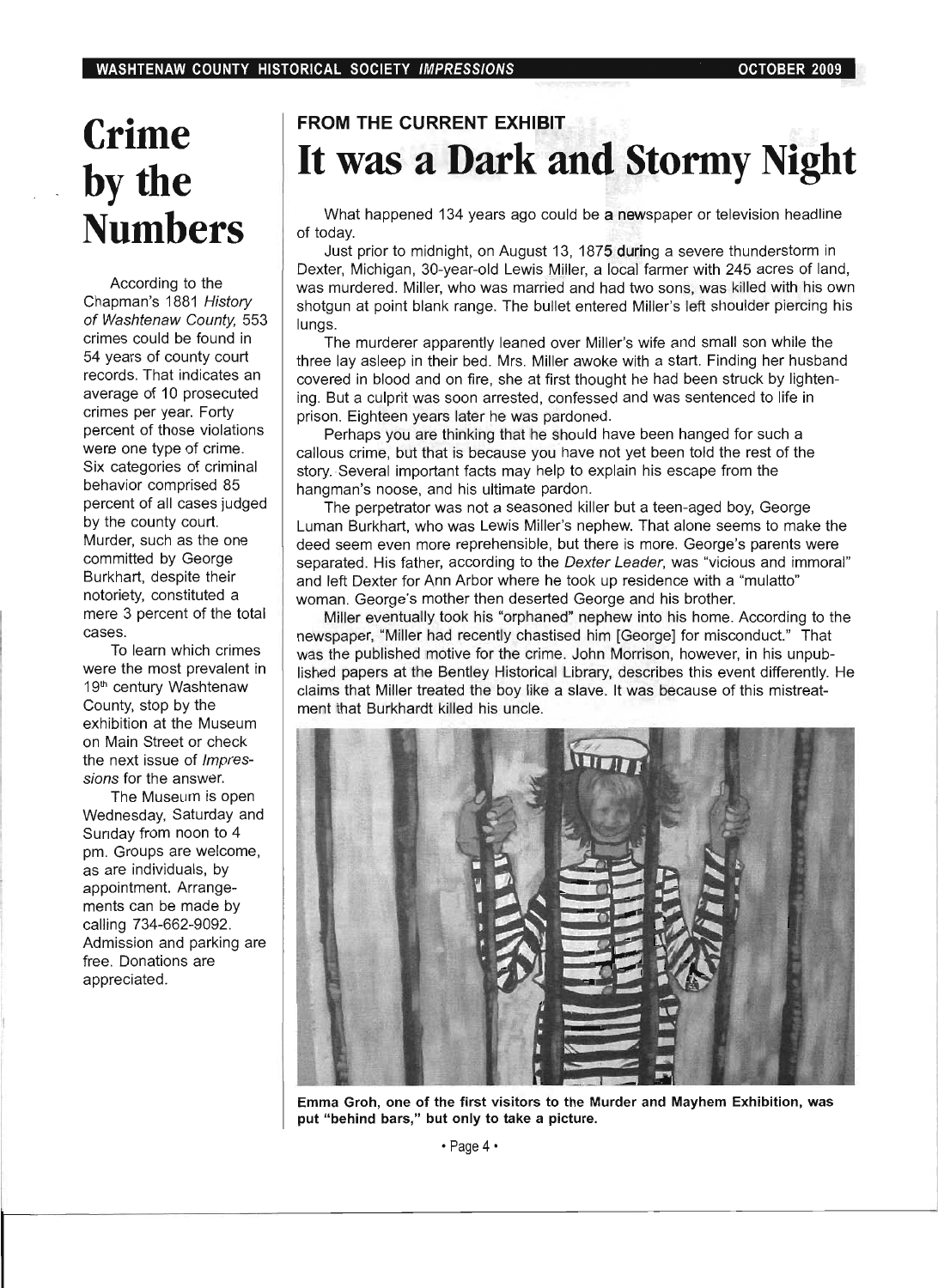# Crime by the Numbers

According to the Chapman's 1881 *History of Washtenaw County,* 553 crimes could be found in 54 years of county court records. That indicates an average of 10 prosecuted crimes per year. Forty percent of those violations were one type of crime. Six categories of criminal behavior comprised 85 percent of all cases judged by the county court. Murder, such as the one committed by George Burkhart, despite their notoriety, constituted a mere 3 percent of the total cases.

To learn which crimes were the most prevalent in 19th century Washtenaw County, stop by the exhibition at the Museum on Main Street or check the next issue of *Impressions* for the answer.

The Museum is open Wednesday, Saturday and Sunday from noon to 4 pm. Groups are welcome, as are individuals, by appointment. Arrangements can be made by calling 734-662-9092. Admission and parking are free. Donations are appreciated.

## FROM THE CURRENT EXHIBIT

# It was a Dark and Stormy Night

What happened 134 years ago could be a newspaper or television headline of today.

Just prior to midnight, on August 13, 1875 during a severe thunderstorm in Dexter, Michigan, 30-year-old Lewis Miller, a local farmer with 245 acres of land, was murdered. Miller, who was married and had two sons, was killed with his own shotgun at point blank range. The bullet entered Miller's left shoulder piercing his lungs.

The murderer apparently leaned over Miller's wife and small son while the three lay asleep in their bed. Mrs. Miller awoke with a start. Finding her husband covered in blood and on fire, she at first thought he had been struck by lightening. But a culprit was soon arrested, confessed and was sentenced to life in prison. Eighteen years later he was pardoned.

Perhaps you are thinking that he should have been hanged for such a callous crime, but that is because you have not yet been told the rest of the story. Several important facts may help to explain his escape from the hangman's noose, and his ultimate pardon.

The perpetrator was not a seasoned killer but a teen-aged boy, George Luman Burkhart, who was Lewis Miller's nephew. That alone seems to make the deed seem even more reprehensible, but there is more. George's parents were separated. His father, according to the *Dexter Leader*, was "vicious and immoral" and left Dexter for Ann Arbor where he took up residence with a "mulatto" woman. George's mother then deserted George and his brother.

Miller eventually took his "orphaned" nephew into his home. According to the newspaper, "Miller had recently chastised him [George] for misconduct." That was the published motive for the crime. John Morrison, however, in his unpublished papers at the Bentley Historical Library, describes this event differently. He claims that Miller treated the boy like a slave. It was because of this mistreatment that Burkhardt killed his uncle.

**Emma Groh, one of the first visitors to the Murder and Mayhem Exhibition, was put "behind bars," but only to take a picture.**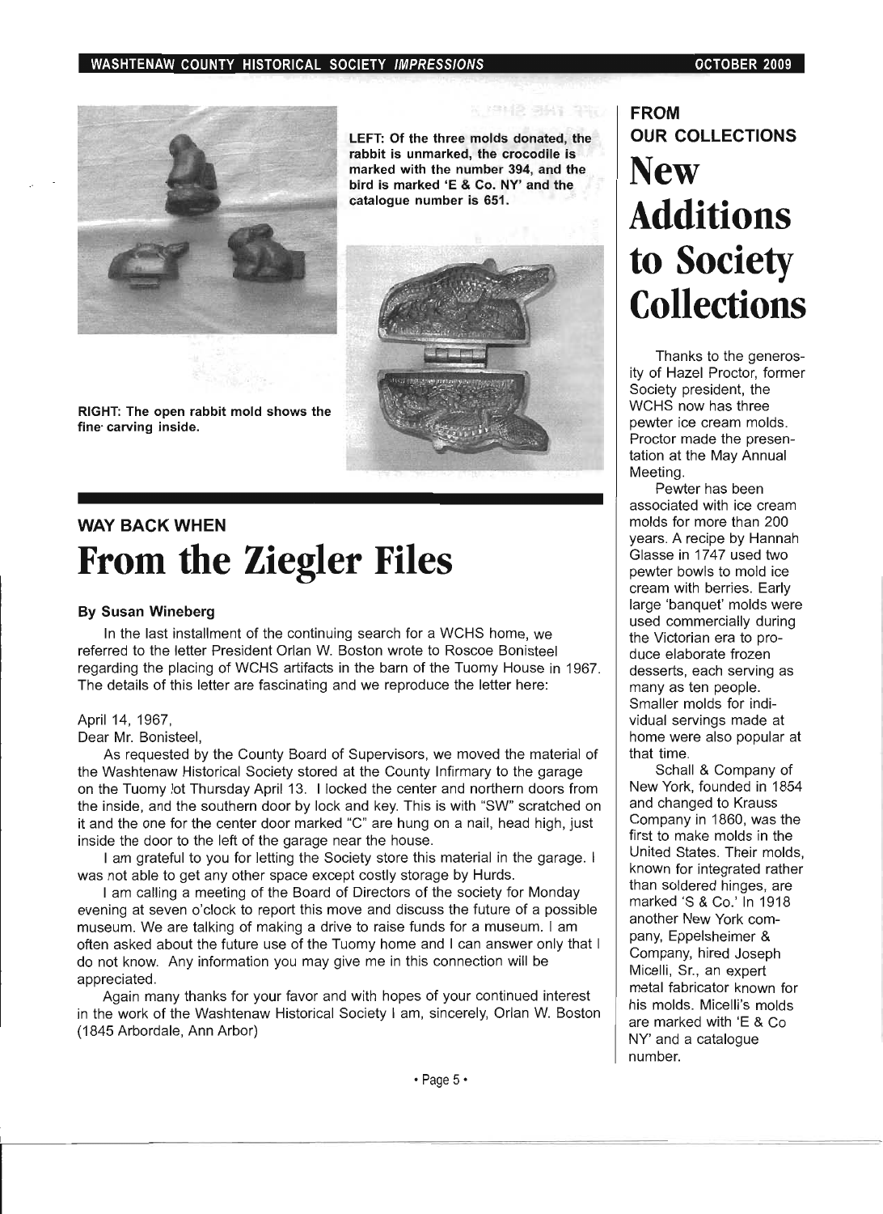LEFT: Of the three molds donated, the rabbit is unmarked, the crocodile is marked with the number 394, and the bird is marked 'E & Co. NY' and the catalogue number is 651.

RIGHT: The open rabbit mold shows the fine carving inside.

## WAY BACK WHEN

# From the Ziegler Files

**By Susan Wineberg**

In the last installment of the continuing search for a WCHS home, we referred to the letter President Orlan W. Boston wrote to Roscoe Bonisteel regarding the placing of WCHS artifacts in the barn of the Tuomy House in 1967. The details of this letter are fascinating and we reproduce the letter here:

April 14, 1967,
Dear Mr. Bonisteel,

As requested by the County Board of Supervisors, we moved the material of the Washtenaw Historical Society stored at the County Infirmary to the garage on the Tuomy lot Thursday April 13. I locked the center and northern doors from the inside, and the southern door by lock and key. This is with "SW" scratched on it and the one for the center door marked "C" are hung on a nail, head high, just inside the door to the left of the garage near the house.

I am grateful to you for letting the Society store this material in the garage. I was not able to get any other space except costly storage by Hurds.

I am calling a meeting of the Board of Directors of the society for Monday evening at seven o'clock to report this move and discuss the future of a possible museum. We are talking of making a drive to raise funds for a museum. I am often asked about the future use of the Tuomy home and I can answer only that I do not know. Any information you may give me in this connection will be appreciated.

Again many thanks for your favor and with hopes of your continued interest in the work of the Washtenaw Historical Society I am, sincerely, Orlan W. Boston (1845 Arbordale, Ann Arbor)

## FROM OUR COLLECTIONS

# New Additions to Society Collections

Thanks to the generosity of Hazel Proctor, former Society president, the WCHS now has three pewter ice cream molds. Proctor made the presentation at the May Annual Meeting.

Pewter has been associated with ice cream molds for more than 200 years. A recipe by Hannah Glasse in 1747 used two pewter bowls to mold ice cream with berries. Early large 'banquet' molds were used commercially during the Victorian era to produce elaborate frozen desserts, each serving as many as ten people. Smaller molds for individual servings made at home were also popular at that time.

Schall & Company of New York, founded in 1854 and changed to Krauss Company in 1860, was the first to make molds in the United States. Their molds, known for integrated rather than soldered hinges, are marked 'S & Co.' In 1918 another New York company, Eppelsheimer & Company, hired Joseph Micelli, Sr., an expert metal fabricator known for his molds. Micelli's molds are marked with 'E & Co NY' and a catalogue number.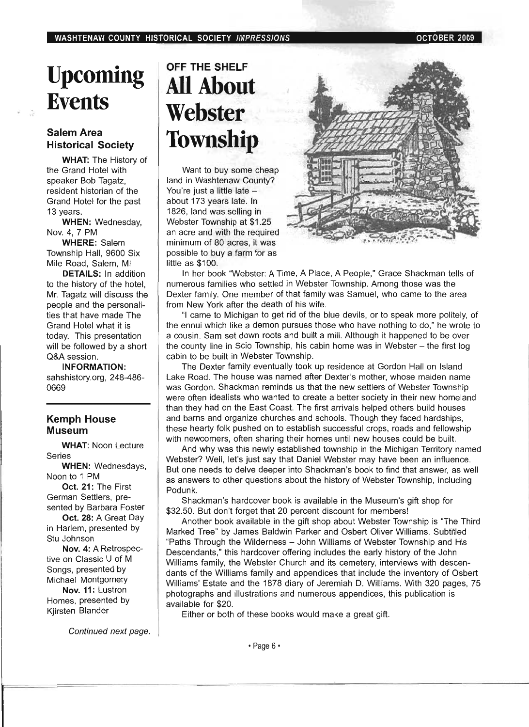# Upcoming Events

## Salem Area Historical Society

**WHAT:** The History of the Grand Hotel with speaker Bob Tagatz, resident historian of the Grand Hotel for the past 13 years.

**WHEN:** Wednesday, Nov. 4, 7 PM

**WHERE:** Salem Township Hall, 9600 Six Mile Road, Salem, MI

**DETAILS:** In addition to the history of the hotel, Mr. Tagatz will discuss the people and the personalities that have made The Grand Hotel what it is today. This presentation will be followed by a short Q&A session.

**INFORMATION:** sahshistory.org, 248-486-0669

## Kemph House Museum

**WHAT**: Noon Lecture Series

**WHEN:** Wednesdays, Noon to 1 PM

**Oct. 21:** The First German Settlers, presented by Barbara Foster

**Oct. 28:** A Great Day in Harlem, presented by Stu Johnson

**Nov. 4:** A Retrospective on Classic U of M Songs, presented by Michael Montgomery

**Nov. 11:** Lustron Homes, presented by Kjirsten Blander

*Continued next page.*

### OFF THE SHELF

# All About Webster Township

Want to buy some cheap land in Washtenaw County? You're just a little late – about 173 years late. In 1826, land was selling in Webster Township at $1.25 an acre and with the required minimum of 80 acres, it was possible to buy a farm for as little as $100.

In her book "Webster: A Time, A Place, A People," Grace Shackman tells of numerous families who settled in Webster Township. Among those was the Dexter family. One member of that family was Samuel, who came to the area from New York after the death of his wife.

"I came to Michigan to get rid of the blue devils, or to speak more politely, of the ennui which like a demon pursues those who have nothing to do," he wrote to a cousin. Sam set down roots and built a mill. Although it happened to be over the county line in Scio Township, his cabin home was in Webster – the first log cabin to be built in Webster Township.

The Dexter family eventually took up residence at Gordon Hall on Island Lake Road. The house was named after Dexter's mother, whose maiden name was Gordon. Shackman reminds us that the new settlers of Webster Township were often idealists who wanted to create a better society in their new homeland than they had on the East Coast. The first arrivals helped others build houses and barns and organize churches and schools. Though they faced hardships, these hearty folk pushed on to establish successful crops, roads and fellowship with newcomers, often sharing their homes until new houses could be built.

And why was this newly established township in the Michigan Territory named Webster? Well, let's just say that Daniel Webster may have been an influence. But one needs to delve deeper into Shackman's book to find that answer, as well as answers to other questions about the history of Webster Township, including Podunk.

Shackman's hardcover book is available in the Museum's gift shop for $32.50. But don't forget that 20 percent discount for members!

Another book available in the gift shop about Webster Township is "The Third Marked Tree" by James Baldwin Parker and Osbert Oliver Williams. Subtitled "Paths Through the Wilderness – John Williams of Webster Township and His Descendants," this hardcover offering includes the early history of the John Williams family, the Webster Church and its cemetery, interviews with descendants of the Williams family and appendices that include the inventory of Osbert Williams' Estate and the 1878 diary of Jeremiah D. Williams. With 320 pages, 75 photographs and illustrations and numerous appendices, this publication is available for $20.

Either or both of these books would make a great gift.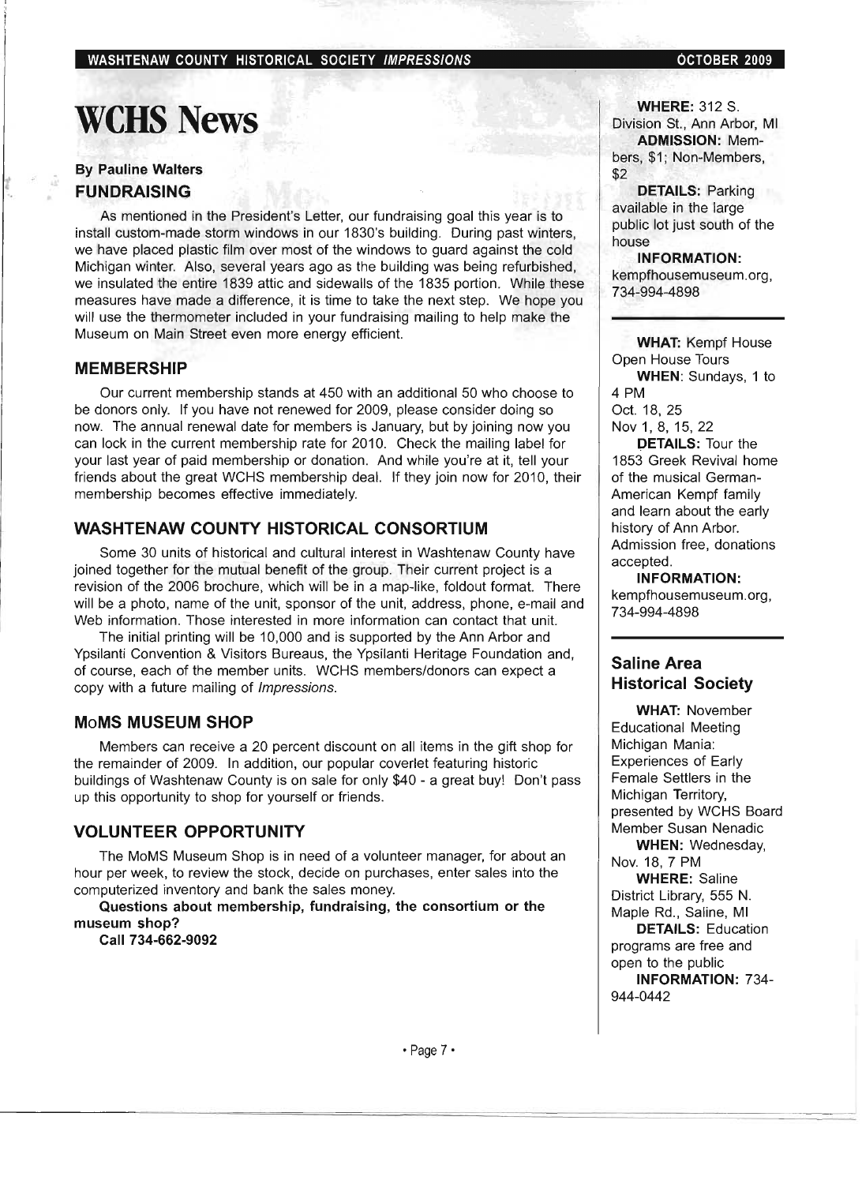# WCHS News

**By Pauline Walters**

### FUNDRAISING

As mentioned in the President's Letter, our fundraising goal this year is to install custom-made storm windows in our 1830's building. During past winters, we have placed plastic film over most of the windows to guard against the cold Michigan winter. Also, several years ago as the building was being refurbished, we insulated the entire 1839 attic and sidewalls of the 1835 portion. While these measures have made a difference, it is time to take the next step. We hope you will use the thermometer included in your fundraising mailing to help make the Museum on Main Street even more energy efficient.

### MEMBERSHIP

Our current membership stands at 450 with an additional 50 who choose to be donors only. If you have not renewed for 2009, please consider doing so now. The annual renewal date for members is January, but by joining now you can lock in the current membership rate for 2010. Check the mailing label for your last year of paid membership or donation. And while you're at it, tell your friends about the great WCHS membership deal. If they join now for 2010, their membership becomes effective immediately.

### WASHTENAW COUNTY HISTORICAL CONSORTIUM

Some 30 units of historical and cultural interest in Washtenaw County have joined together for the mutual benefit of the group. Their current project is a revision of the 2006 brochure, which will be in a map-like, foldout format. There will be a photo, name of the unit, sponsor of the unit, address, phone, e-mail and Web information. Those interested in more information can contact that unit.

The initial printing will be 10,000 and is supported by the Ann Arbor and Ypsilanti Convention & Visitors Bureaus, the Ypsilanti Heritage Foundation and, of course, each of the member units. WCHS members/donors can expect a copy with a future mailing of *Impressions*.

### MoMS MUSEUM SHOP

Members can receive a 20 percent discount on all items in the gift shop for the remainder of 2009. In addition, our popular coverlet featuring historic buildings of Washtenaw County is on sale for only $40 - a great buy! Don't pass up this opportunity to shop for yourself or friends.

### VOLUNTEER OPPORTUNITY

The MoMS Museum Shop is in need of a volunteer manager, for about an hour per week, to review the stock, decide on purchases, enter sales into the computerized inventory and bank the sales money.

**Questions about membership, fundraising, the consortium or the museum shop?**

**Call 734-662-9092**

---

**WHERE:** 312 S. Division St., Ann Arbor, MI
**ADMISSION:** Members, $1; Non-Members, $2
**DETAILS:** Parking available in the large public lot just south of the house
**INFORMATION:** kempfhousemuseum.org, 734-994-4898

---

**WHAT:** Kempf House Open House Tours
**WHEN:** Sundays, 1 to 4 PM
Oct. 18, 25
Nov 1, 8, 15, 22
**DETAILS:** Tour the 1853 Greek Revival home of the musical German-American Kempf family and learn about the early history of Ann Arbor. Admission free, donations accepted.
**INFORMATION:** kempfhousemuseum.org, 734-994-4898

---

### Saline Area Historical Society

**WHAT:** November Educational Meeting Michigan Mania: Experiences of Early Female Settlers in the Michigan Territory, presented by WCHS Board Member Susan Nenadic
**WHEN:** Wednesday, Nov. 18, 7 PM
**WHERE:** Saline District Library, 555 N. Maple Rd., Saline, MI
**DETAILS:** Education programs are free and open to the public
**INFORMATION:** 734-944-0442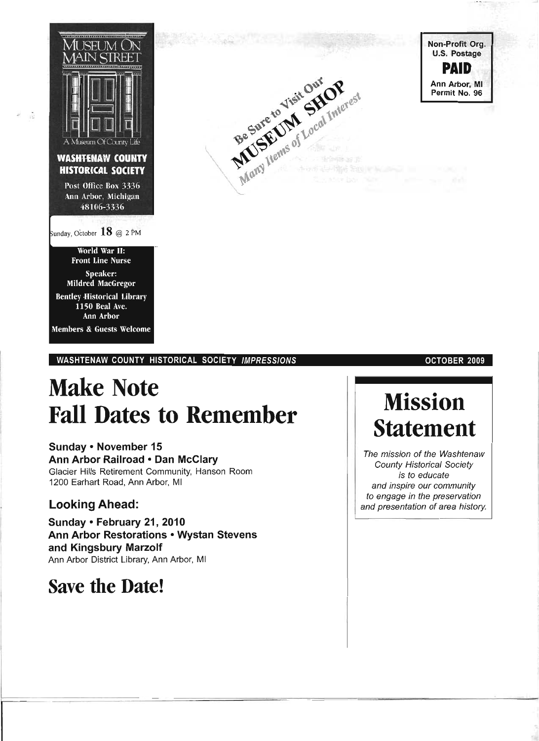MUSEUM ON MAIN STREET

A Museum Of County Life

**WASHTENAW COUNTY HISTORICAL SOCIETY**

Post Office Box 3336
Ann Arbor, Michigan
48106-3336

Sunday, October **18** @ 2 PM

**World War II: Front Line Nurse**

**Speaker: Mildred MacGregor**

**Bentley Historical Library**
**1150 Beal Ave.**
**Ann Arbor**

**Members & Guests Welcome**

Be Sure to Visit Our
MUSEUM SHOP
*Many Items of Local Interest*

Non-Profit Org.
U.S. Postage
**PAID**
Ann Arbor, MI
Permit No. 96

WASHTENAW COUNTY HISTORICAL SOCIETY *IMPRESSIONS* — OCTOBER 2009

# Make Note
# Fall Dates to Remember

**Sunday • November 15**
**Ann Arbor Railroad • Dan McClary**
Glacier Hills Retirement Community, Hanson Room
1200 Earhart Road, Ann Arbor, MI

### Looking Ahead:

**Sunday • February 21, 2010**
**Ann Arbor Restorations • Wystan Stevens and Kingsbury Marzolf**
Ann Arbor District Library, Ann Arbor, MI

# Save the Date!

## Mission Statement

*The mission of the Washtenaw County Historical Society is to educate and inspire our community to engage in the preservation and presentation of area history.*